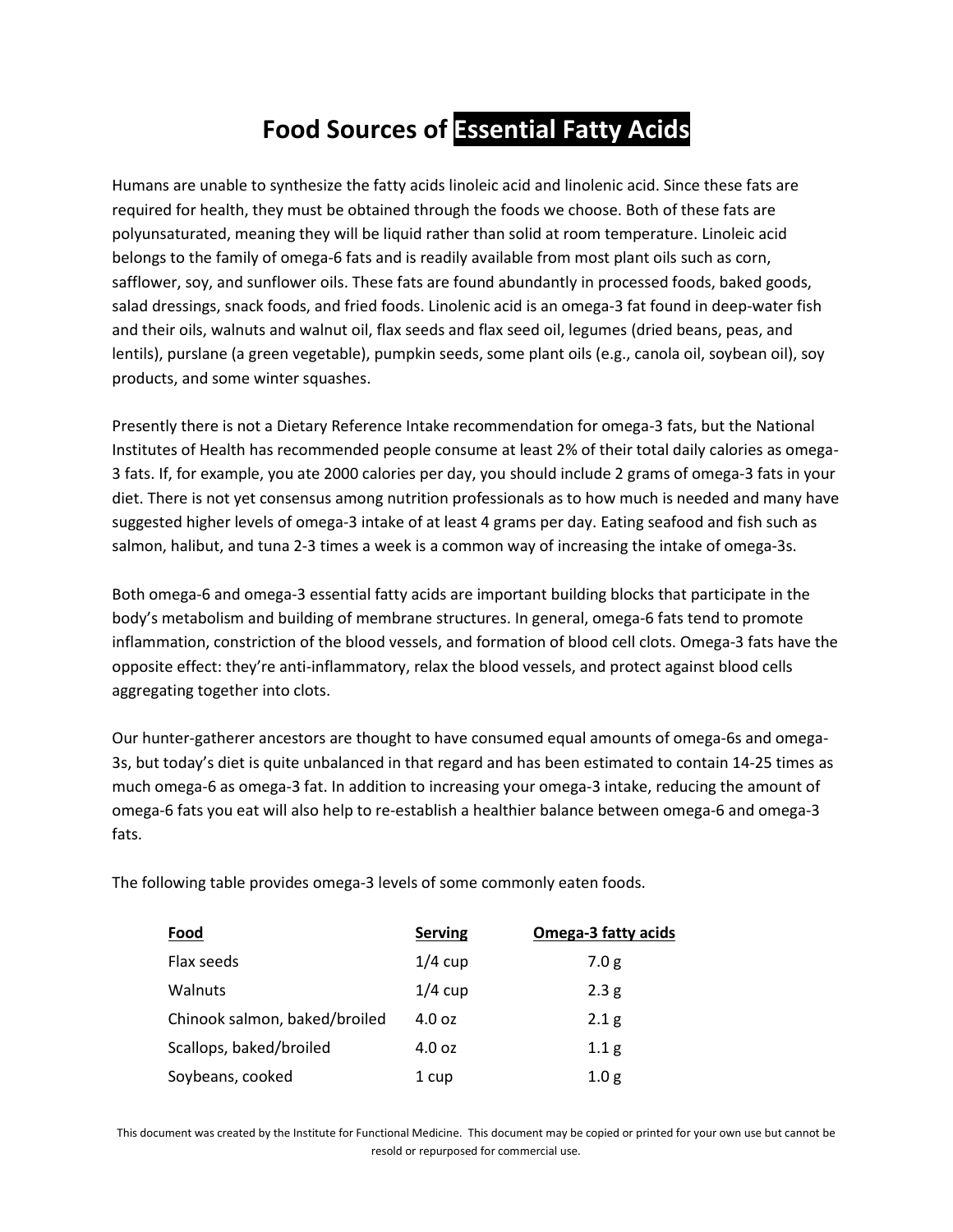# Food Sources of Essential Fatty Acids

Humans are unable to synthesize the fatty acids linoleic acid and linolenic acid. Since these fats are required for health, they must be obtained through the foods we choose. Both of these fats are polyunsaturated, meaning they will be liquid rather than solid at room temperature. Linoleic acid belongs to the family of omega-6 fats and is readily available from most plant oils such as corn, safflower, soy, and sunflower oils. These fats are found abundantly in processed foods, baked goods, salad dressings, snack foods, and fried foods. Linolenic acid is an omega-3 fat found in deep-water fish and their oils, walnuts and walnut oil, flax seeds and flax seed oil, legumes (dried beans, peas, and lentils), purslane (a green vegetable), pumpkin seeds, some plant oils (e.g., canola oil, soybean oil), soy products, and some winter squashes.

Presently there is not a Dietary Reference Intake recommendation for omega-3 fats, but the National Institutes of Health has recommended people consume at least 2% of their total daily calories as omega-3 fats. If, for example, you ate 2000 calories per day, you should include 2 grams of omega-3 fats in your diet. There is not yet consensus among nutrition professionals as to how much is needed and many have suggested higher levels of omega-3 intake of at least 4 grams per day. Eating seafood and fish such as salmon, halibut, and tuna 2-3 times a week is a common way of increasing the intake of omega-3s.

Both omega-6 and omega-3 essential fatty acids are important building blocks that participate in the body's metabolism and building of membrane structures. In general, omega-6 fats tend to promote inflammation, constriction of the blood vessels, and formation of blood cell clots. Omega-3 fats have the opposite effect: they're anti-inflammatory, relax the blood vessels, and protect against blood cells aggregating together into clots.

Our hunter-gatherer ancestors are thought to have consumed equal amounts of omega-6s and omega-3s, but today's diet is quite unbalanced in that regard and has been estimated to contain 14-25 times as much omega-6 as omega-3 fat. In addition to increasing your omega-3 intake, reducing the amount of omega-6 fats you eat will also help to re-establish a healthier balance between omega-6 and omega-3 fats.

The following table provides omega-3 levels of some commonly eaten foods.

| Food | Serving | Omega-3 fatty acids |
|---|---|---|
| Flax seeds | 1/4 cup | 7.0 g |
| Walnuts | 1/4 cup | 2.3 g |
| Chinook salmon, baked/broiled | 4.0 oz | 2.1 g |
| Scallops, baked/broiled | 4.0 oz | 1.1 g |
| Soybeans, cooked | 1 cup | 1.0 g |

This document was created by the Institute for Functional Medicine. This document may be copied or printed for your own use but cannot be resold or repurposed for commercial use.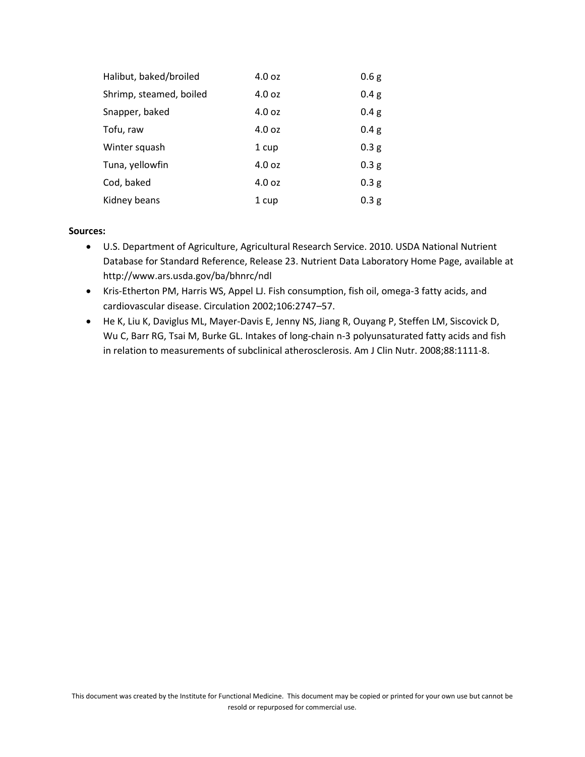| | | |
|---|---|---|
| Halibut, baked/broiled | 4.0 oz | 0.6 g |
| Shrimp, steamed, boiled | 4.0 oz | 0.4 g |
| Snapper, baked | 4.0 oz | 0.4 g |
| Tofu, raw | 4.0 oz | 0.4 g |
| Winter squash | 1 cup | 0.3 g |
| Tuna, yellowfin | 4.0 oz | 0.3 g |
| Cod, baked | 4.0 oz | 0.3 g |
| Kidney beans | 1 cup | 0.3 g |

**Sources:**

- U.S. Department of Agriculture, Agricultural Research Service. 2010. USDA National Nutrient Database for Standard Reference, Release 23. Nutrient Data Laboratory Home Page, available at http://www.ars.usda.gov/ba/bhnrc/ndl
- Kris-Etherton PM, Harris WS, Appel LJ. Fish consumption, fish oil, omega-3 fatty acids, and cardiovascular disease. Circulation 2002;106:2747–57.
- He K, Liu K, Daviglus ML, Mayer-Davis E, Jenny NS, Jiang R, Ouyang P, Steffen LM, Siscovick D, Wu C, Barr RG, Tsai M, Burke GL. Intakes of long-chain n-3 polyunsaturated fatty acids and fish in relation to measurements of subclinical atherosclerosis. Am J Clin Nutr. 2008;88:1111-8.

This document was created by the Institute for Functional Medicine. This document may be copied or printed for your own use but cannot be resold or repurposed for commercial use.